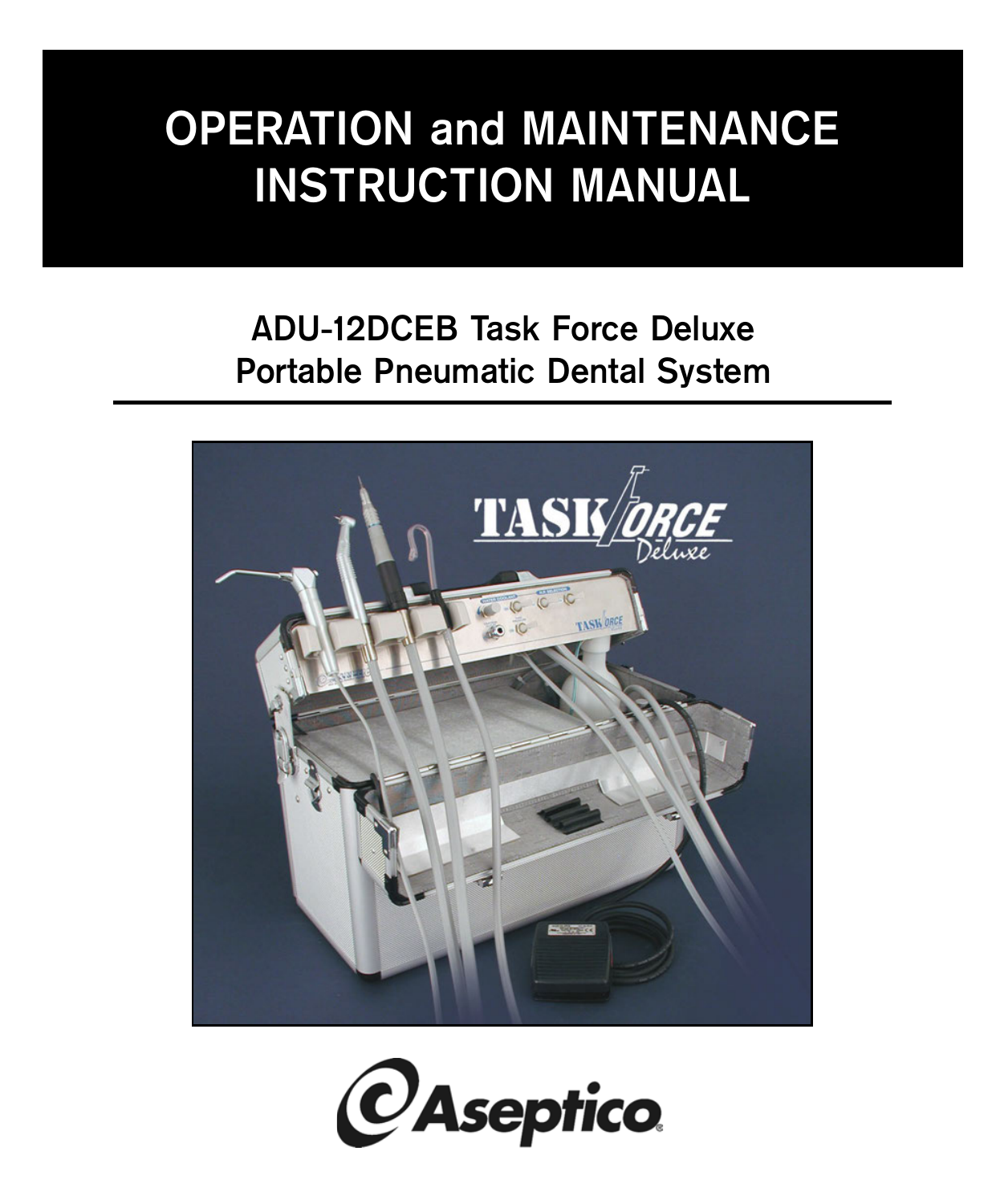# OPERATION and MAINTENANCE INSTRUCTION MANUAL

## ADU-12DCEB Task Force Deluxe Portable Pneumatic Dental System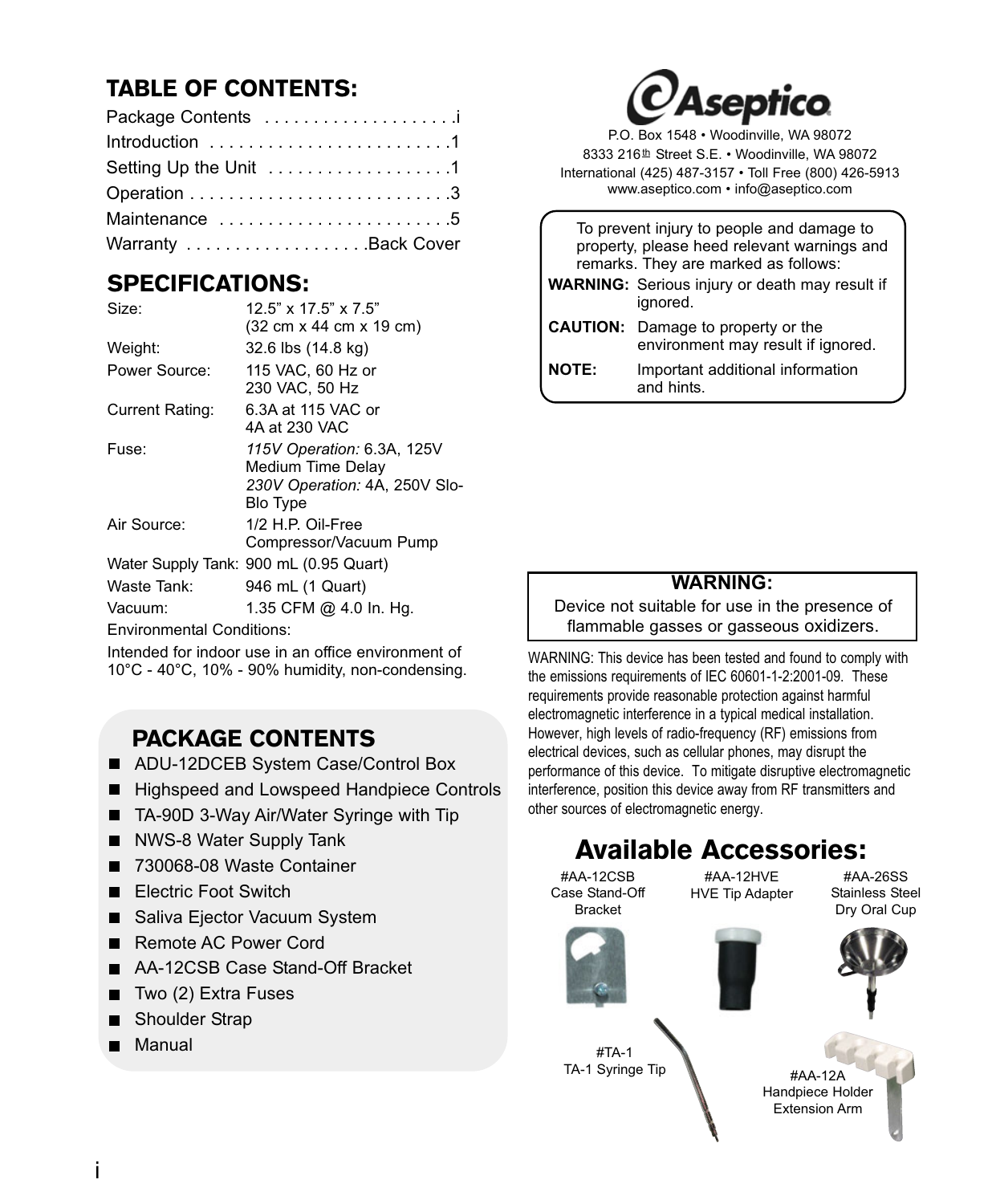## TABLE OF CONTENTS:

| | |
|---|---|
| Package Contents | i |
| Introduction | 1 |
| Setting Up the Unit | 1 |
| Operation | 3 |
| Maintenance | 5 |
| Warranty | Back Cover |

## SPECIFICATIONS:

| | |
|---|---|
| Size: | 12.5" x 17.5" x 7.5" (32 cm x 44 cm x 19 cm) |
| Weight: | 32.6 lbs (14.8 kg) |
| Power Source: | 115 VAC, 60 Hz or 230 VAC, 50 Hz |
| Current Rating: | 6.3A at 115 VAC or 4A at 230 VAC |
| Fuse: | *115V Operation:* 6.3A, 125V Medium Time Delay *230V Operation:* 4A, 250V Slo-Blo Type |
| Air Source: | 1/2 H.P. Oil-Free Compressor/Vacuum Pump |
| Water Supply Tank: | 900 mL (0.95 Quart) |
| Waste Tank: | 946 mL (1 Quart) |
| Vacuum: | 1.35 CFM @ 4.0 In. Hg. |

Environmental Conditions:

Intended for indoor use in an office environment of 10°C - 40°C, 10% - 90% humidity, non-condensing.

## PACKAGE CONTENTS

- ADU-12DCEB System Case/Control Box
- Highspeed and Lowspeed Handpiece Controls
- TA-90D 3-Way Air/Water Syringe with Tip
- NWS-8 Water Supply Tank
- 730068-08 Waste Container
- Electric Foot Switch
- Saliva Ejector Vacuum System
- Remote AC Power Cord
- AA-12CSB Case Stand-Off Bracket
- Two (2) Extra Fuses
- Shoulder Strap
- Manual

**Aseptico**

P.O. Box 1548 • Woodinville, WA 98072
8333 216th Street S.E. • Woodinville, WA 98072
International (425) 487-3157 • Toll Free (800) 426-5913
www.aseptico.com • info@aseptico.com

To prevent injury to people and damage to property, please heed relevant warnings and remarks. They are marked as follows:

**WARNING:** Serious injury or death may result if ignored.

**CAUTION:** Damage to property or the environment may result if ignored.

**NOTE:** Important additional information and hints.

**WARNING:**
Device not suitable for use in the presence of flammable gasses or gaseous oxidizers.

WARNING: This device has been tested and found to comply with the emissions requirements of IEC 60601-1-2:2001-09. These requirements provide reasonable protection against harmful electromagnetic interference in a typical medical installation. However, high levels of radio-frequency (RF) emissions from electrical devices, such as cellular phones, may disrupt the performance of this device. To mitigate disruptive electromagnetic interference, position this device away from RF transmitters and other sources of electromagnetic energy.

## Available Accessories:

#AA-12CSB
Case Stand-Off Bracket

#AA-12HVE
HVE Tip Adapter

#AA-26SS
Stainless Steel Dry Oral Cup

#TA-1
TA-1 Syringe Tip

#AA-12A
Handpiece Holder Extension Arm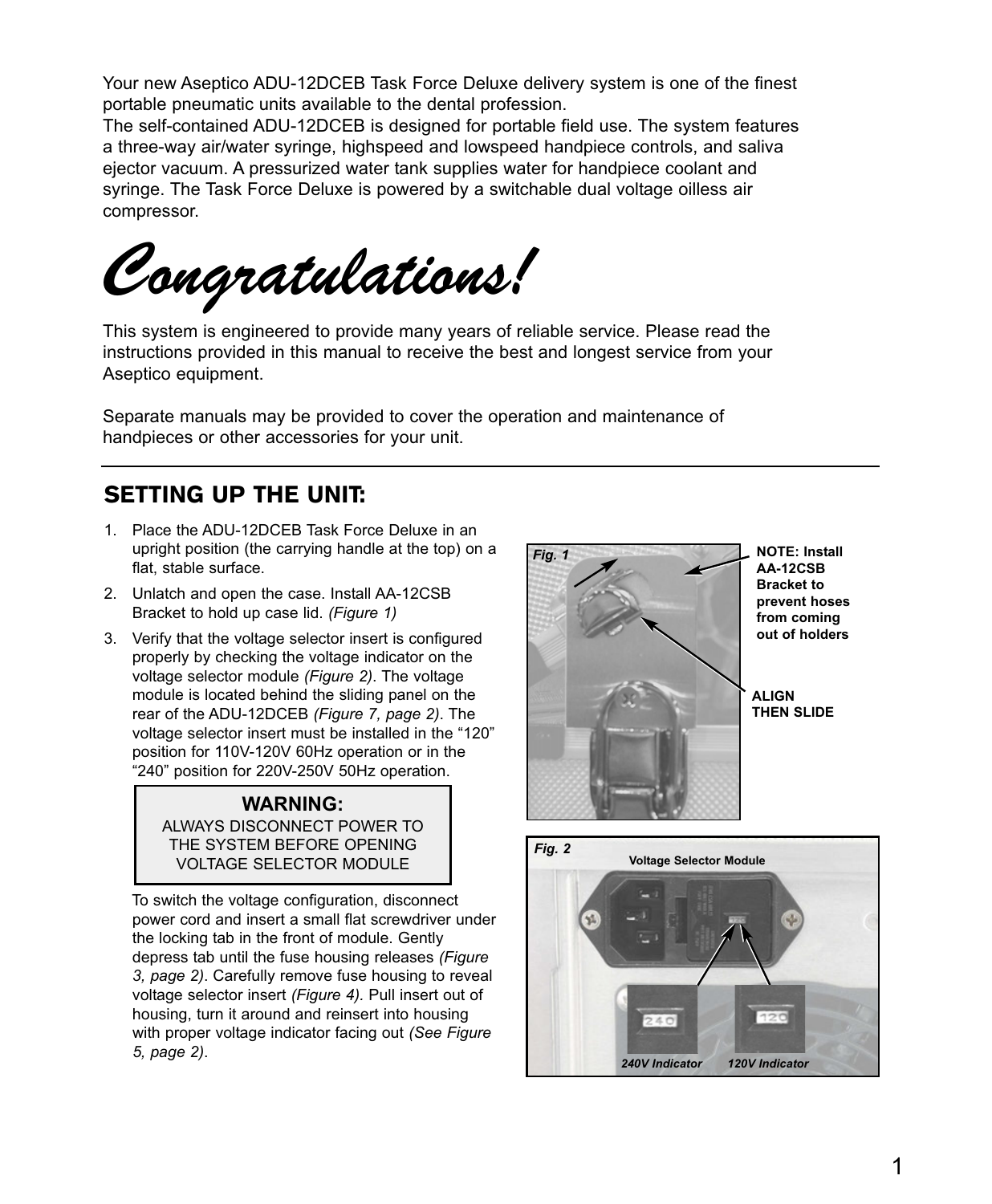Your new Aseptico ADU-12DCEB Task Force Deluxe delivery system is one of the finest portable pneumatic units available to the dental profession.
The self-contained ADU-12DCEB is designed for portable field use. The system features a three-way air/water syringe, highspeed and lowspeed handpiece controls, and saliva ejector vacuum. A pressurized water tank supplies water for handpiece coolant and syringe. The Task Force Deluxe is powered by a switchable dual voltage oilless air compressor.

# *Congratulations!*

This system is engineered to provide many years of reliable service. Please read the instructions provided in this manual to receive the best and longest service from your Aseptico equipment.

Separate manuals may be provided to cover the operation and maintenance of handpieces or other accessories for your unit.

---

## SETTING UP THE UNIT:

1. Place the ADU-12DCEB Task Force Deluxe in an upright position (the carrying handle at the top) on a flat, stable surface.
2. Unlatch and open the case. Install AA-12CSB Bracket to hold up case lid. *(Figure 1)*
3. Verify that the voltage selector insert is configured properly by checking the voltage indicator on the voltage selector module *(Figure 2)*. The voltage module is located behind the sliding panel on the rear of the ADU-12DCEB *(Figure 7, page 2)*. The voltage selector insert must be installed in the "120" position for 110V-120V 60Hz operation or in the "240" position for 220V-250V 50Hz operation.

> **WARNING:**
> ALWAYS DISCONNECT POWER TO THE SYSTEM BEFORE OPENING VOLTAGE SELECTOR MODULE

To switch the voltage configuration, disconnect power cord and insert a small flat screwdriver under the locking tab in the front of module. Gently depress tab until the fuse housing releases *(Figure 3, page 2)*. Carefully remove fuse housing to reveal voltage selector insert *(Figure 4)*. Pull insert out of housing, turn it around and reinsert into housing with proper voltage indicator facing out *(See Figure 5, page 2)*.

*Fig. 1*

**NOTE: Install AA-12CSB Bracket to prevent hoses from coming out of holders**

**ALIGN THEN SLIDE**

*Fig. 2*

**Voltage Selector Module**

*240V Indicator* *120V Indicator*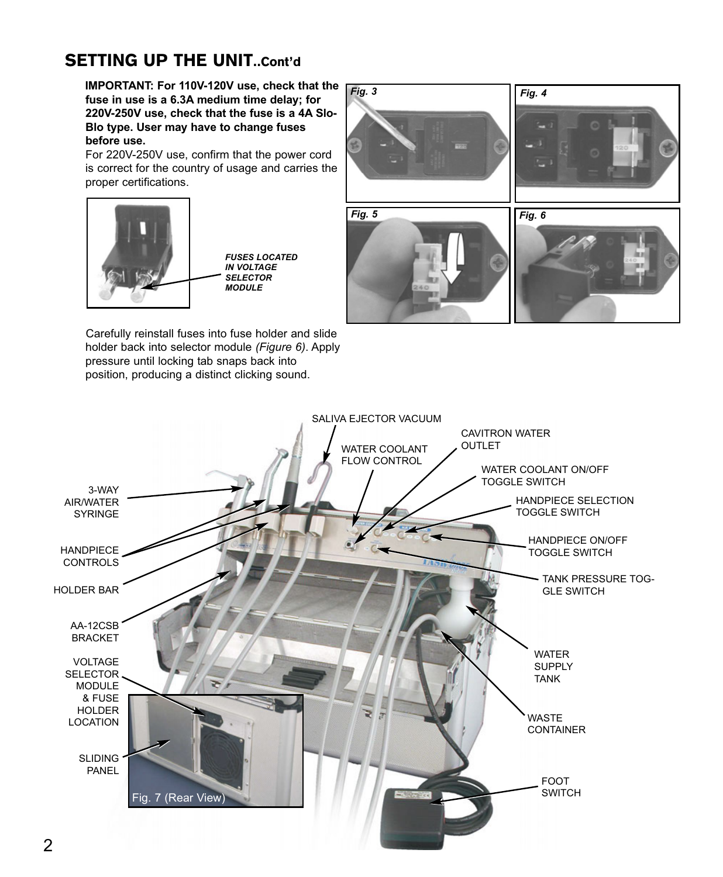## SETTING UP THE UNIT..Cont'd

**IMPORTANT: For 110V-120V use, check that the fuse in use is a 6.3A medium time delay; for 220V-250V use, check that the fuse is a 4A Slo-Blo type. User may have to change fuses before use.**

For 220V-250V use, confirm that the power cord is correct for the country of usage and carries the proper certifications.

*FUSES LOCATED IN VOLTAGE SELECTOR MODULE*

*Fig. 3*

*Fig. 4*

*Fig. 5*

*Fig. 6*

Carefully reinstall fuses into fuse holder and slide holder back into selector module *(Figure 6)*. Apply pressure until locking tab snaps back into position, producing a distinct clicking sound.

SALIVA EJECTOR VACUUM

CAVITRON WATER OUTLET

WATER COOLANT FLOW CONTROL

WATER COOLANT ON/OFF TOGGLE SWITCH

HANDPIECE SELECTION TOGGLE SWITCH

HANDPIECE ON/OFF TOGGLE SWITCH

TANK PRESSURE TOGGLE SWITCH

3-WAY AIR/WATER SYRINGE

HANDPIECE CONTROLS

HOLDER BAR

AA-12CSB BRACKET

VOLTAGE SELECTOR MODULE & FUSE HOLDER LOCATION

SLIDING PANEL

WATER SUPPLY TANK

WASTE CONTAINER

FOOT SWITCH

Fig. 7 (Rear View)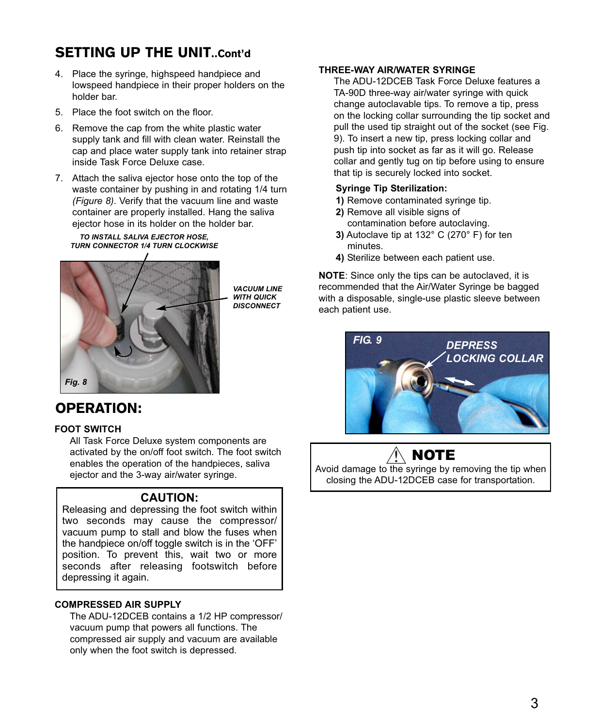## SETTING UP THE UNIT..Cont'd

4. Place the syringe, highspeed handpiece and lowspeed handpiece in their proper holders on the holder bar.
5. Place the foot switch on the floor.
6. Remove the cap from the white plastic water supply tank and fill with clean water. Reinstall the cap and place water supply tank into retainer strap inside Task Force Deluxe case.
7. Attach the saliva ejector hose onto the top of the waste container by pushing in and rotating 1/4 turn *(Figure 8)*. Verify that the vacuum line and waste container are properly installed. Hang the saliva ejector hose in its holder on the holder bar.

***TO INSTALL SALIVA EJECTOR HOSE, TURN CONNECTOR 1/4 TURN CLOCKWISE***

***VACUUM LINE WITH QUICK DISCONNECT***

***Fig. 8***

## OPERATION:

### FOOT SWITCH

All Task Force Deluxe system components are activated by the on/off foot switch. The foot switch enables the operation of the handpieces, saliva ejector and the 3-way air/water syringe.

> **CAUTION:**
> Releasing and depressing the foot switch within two seconds may cause the compressor/vacuum pump to stall and blow the fuses when the handpiece on/off toggle switch is in the 'OFF' position. To prevent this, wait two or more seconds after releasing footswitch before depressing it again.

### COMPRESSED AIR SUPPLY

The ADU-12DCEB contains a 1/2 HP compressor/vacuum pump that powers all functions. The compressed air supply and vacuum are available only when the foot switch is depressed.

### THREE-WAY AIR/WATER SYRINGE

The ADU-12DCEB Task Force Deluxe features a TA-90D three-way air/water syringe with quick change autoclavable tips. To remove a tip, press on the locking collar surrounding the tip socket and pull the used tip straight out of the socket (see Fig. 9). To insert a new tip, press locking collar and push tip into socket as far as it will go. Release collar and gently tug on tip before using to ensure that tip is securely locked into socket.

**Syringe Tip Sterilization:**

**1)** Remove contaminated syringe tip.
**2)** Remove all visible signs of contamination before autoclaving.
**3)** Autoclave tip at 132° C (270° F) for ten minutes.
**4)** Sterilize between each patient use.

**NOTE**: Since only the tips can be autoclaved, it is recommended that the Air/Water Syringe be bagged with a disposable, single-use plastic sleeve between each patient use.

***FIG. 9*** ***DEPRESS LOCKING COLLAR***

> ⚠ **NOTE**
> Avoid damage to the syringe by removing the tip when closing the ADU-12DCEB case for transportation.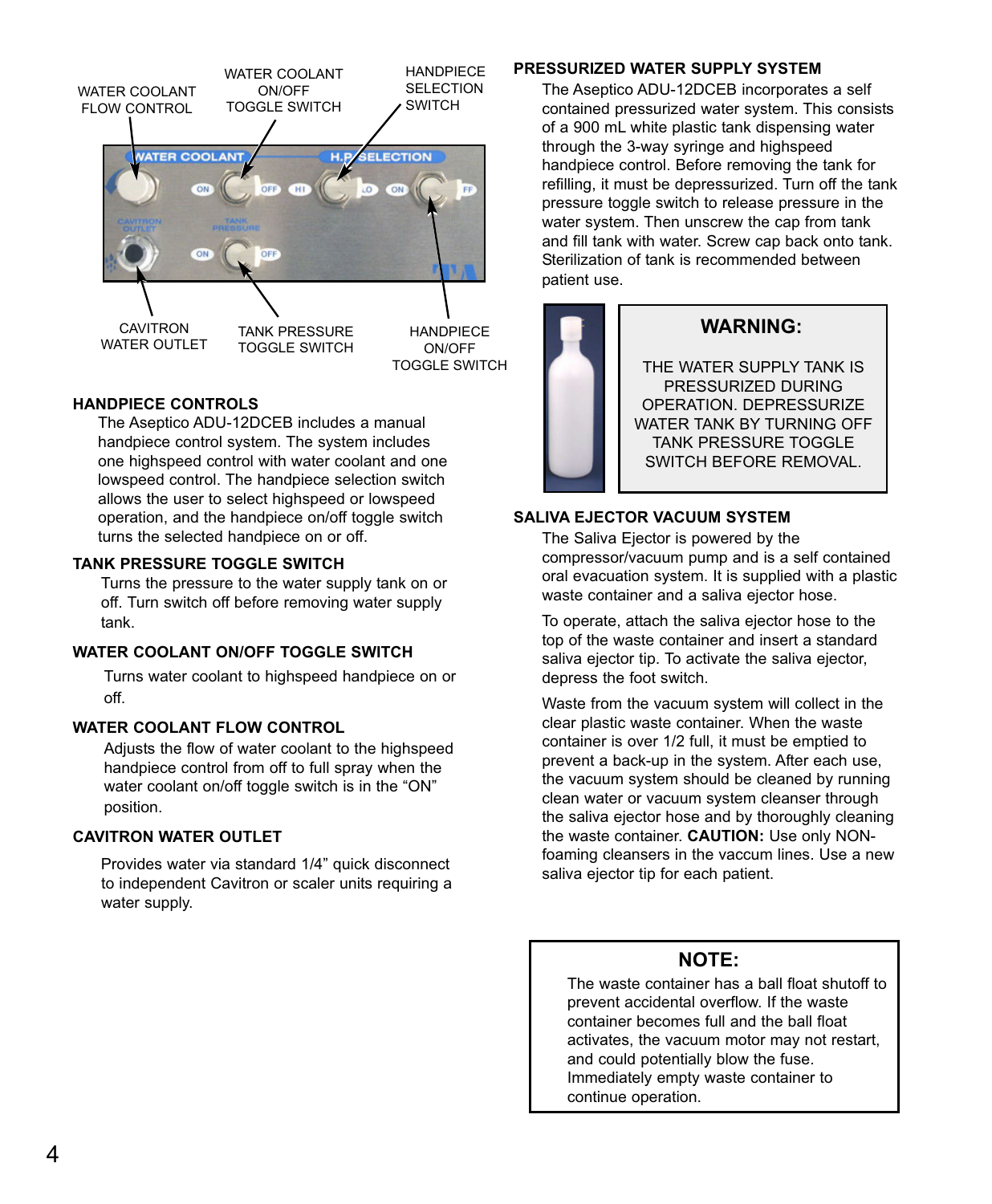WATER COOLANT FLOW CONTROL

WATER COOLANT ON/OFF TOGGLE SWITCH

HANDPIECE SELECTION SWITCH

CAVITRON WATER OUTLET

TANK PRESSURE TOGGLE SWITCH

HANDPIECE ON/OFF TOGGLE SWITCH

## HANDPIECE CONTROLS

The Aseptico ADU-12DCEB includes a manual handpiece control system. The system includes one highspeed control with water coolant and one lowspeed control. The handpiece selection switch allows the user to select highspeed or lowspeed operation, and the handpiece on/off toggle switch turns the selected handpiece on or off.

## TANK PRESSURE TOGGLE SWITCH

Turns the pressure to the water supply tank on or off. Turn switch off before removing water supply tank.

## WATER COOLANT ON/OFF TOGGLE SWITCH

Turns water coolant to highspeed handpiece on or off.

## WATER COOLANT FLOW CONTROL

Adjusts the flow of water coolant to the highspeed handpiece control from off to full spray when the water coolant on/off toggle switch is in the “ON” position.

## CAVITRON WATER OUTLET

Provides water via standard 1/4” quick disconnect to independent Cavitron or scaler units requiring a water supply.

## PRESSURIZED WATER SUPPLY SYSTEM

The Aseptico ADU-12DCEB incorporates a self contained pressurized water system. This consists of a 900 mL white plastic tank dispensing water through the 3-way syringe and highspeed handpiece control. Before removing the tank for refilling, it must be depressurized. Turn off the tank pressure toggle switch to release pressure in the water system. Then unscrew the cap from tank and fill tank with water. Screw cap back onto tank. Sterilization of tank is recommended between patient use.

**WARNING:**

THE WATER SUPPLY TANK IS PRESSURIZED DURING OPERATION. DEPRESSURIZE WATER TANK BY TURNING OFF TANK PRESSURE TOGGLE SWITCH BEFORE REMOVAL.

## SALIVA EJECTOR VACUUM SYSTEM

The Saliva Ejector is powered by the compressor/vacuum pump and is a self contained oral evacuation system. It is supplied with a plastic waste container and a saliva ejector hose.

To operate, attach the saliva ejector hose to the top of the waste container and insert a standard saliva ejector tip. To activate the saliva ejector, depress the foot switch.

Waste from the vacuum system will collect in the clear plastic waste container. When the waste container is over 1/2 full, it must be emptied to prevent a back-up in the system. After each use, the vacuum system should be cleaned by running clean water or vacuum system cleanser through the saliva ejector hose and by thoroughly cleaning the waste container. **CAUTION:** Use only NON-foaming cleansers in the vaccum lines. Use a new saliva ejector tip for each patient.

**NOTE:**

The waste container has a ball float shutoff to prevent accidental overflow. If the waste container becomes full and the ball float activates, the vacuum motor may not restart, and could potentially blow the fuse. Immediately empty waste container to continue operation.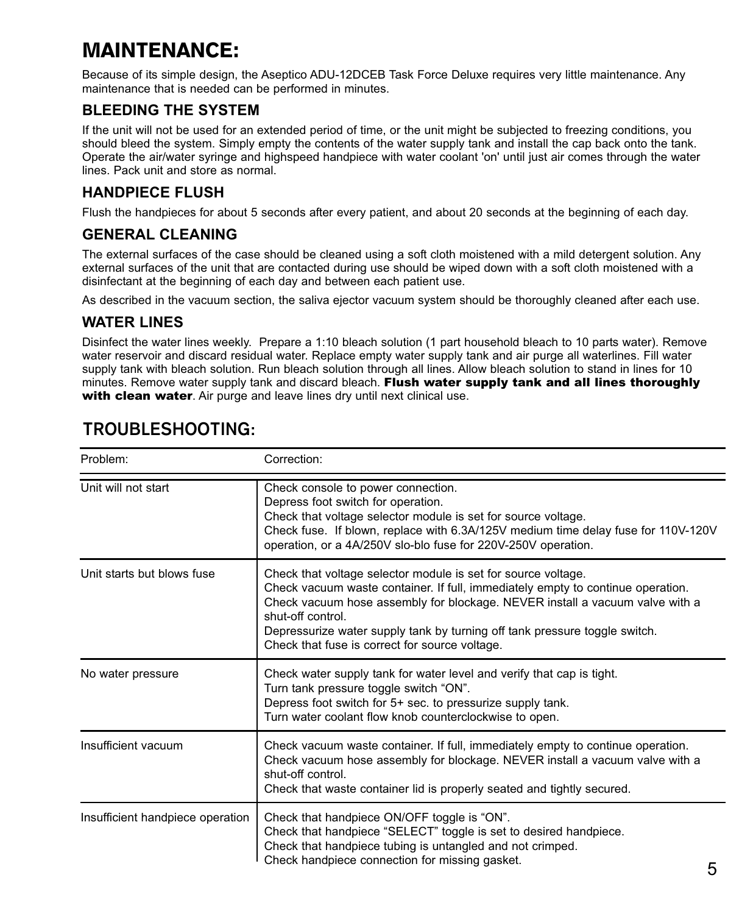# MAINTENANCE:

Because of its simple design, the Aseptico ADU-12DCEB Task Force Deluxe requires very little maintenance. Any maintenance that is needed can be performed in minutes.

### BLEEDING THE SYSTEM

If the unit will not be used for an extended period of time, or the unit might be subjected to freezing conditions, you should bleed the system. Simply empty the contents of the water supply tank and install the cap back onto the tank. Operate the air/water syringe and highspeed handpiece with water coolant 'on' until just air comes through the water lines. Pack unit and store as normal.

### HANDPIECE FLUSH

Flush the handpieces for about 5 seconds after every patient, and about 20 seconds at the beginning of each day.

### GENERAL CLEANING

The external surfaces of the case should be cleaned using a soft cloth moistened with a mild detergent solution. Any external surfaces of the unit that are contacted during use should be wiped down with a soft cloth moistened with a disinfectant at the beginning of each day and between each patient use.

As described in the vacuum section, the saliva ejector vacuum system should be thoroughly cleaned after each use.

### WATER LINES

Disinfect the water lines weekly. Prepare a 1:10 bleach solution (1 part household bleach to 10 parts water). Remove water reservoir and discard residual water. Replace empty water supply tank and air purge all waterlines. Fill water supply tank with bleach solution. Run bleach solution through all lines. Allow bleach solution to stand in lines for 10 minutes. Remove water supply tank and discard bleach. **Flush water supply tank and all lines thoroughly with clean water**. Air purge and leave lines dry until next clinical use.

## TROUBLESHOOTING:

| Problem: | Correction: |
|---|---|
| Unit will not start | Check console to power connection.<br>Depress foot switch for operation.<br>Check that voltage selector module is set for source voltage.<br>Check fuse. If blown, replace with 6.3A/125V medium time delay fuse for 110V-120V operation, or a 4A/250V slo-blo fuse for 220V-250V operation. |
| Unit starts but blows fuse | Check that voltage selector module is set for source voltage.<br>Check vacuum waste container. If full, immediately empty to continue operation.<br>Check vacuum hose assembly for blockage. NEVER install a vacuum valve with a shut-off control.<br>Depressurize water supply tank by turning off tank pressure toggle switch.<br>Check that fuse is correct for source voltage. |
| No water pressure | Check water supply tank for water level and verify that cap is tight.<br>Turn tank pressure toggle switch “ON”.<br>Depress foot switch for 5+ sec. to pressurize supply tank.<br>Turn water coolant flow knob counterclockwise to open. |
| Insufficient vacuum | Check vacuum waste container. If full, immediately empty to continue operation.<br>Check vacuum hose assembly for blockage. NEVER install a vacuum valve with a shut-off control.<br>Check that waste container lid is properly seated and tightly secured. |
| Insufficient handpiece operation | Check that handpiece ON/OFF toggle is “ON”.<br>Check that handpiece “SELECT” toggle is set to desired handpiece.<br>Check that handpiece tubing is untangled and not crimped.<br>Check handpiece connection for missing gasket. |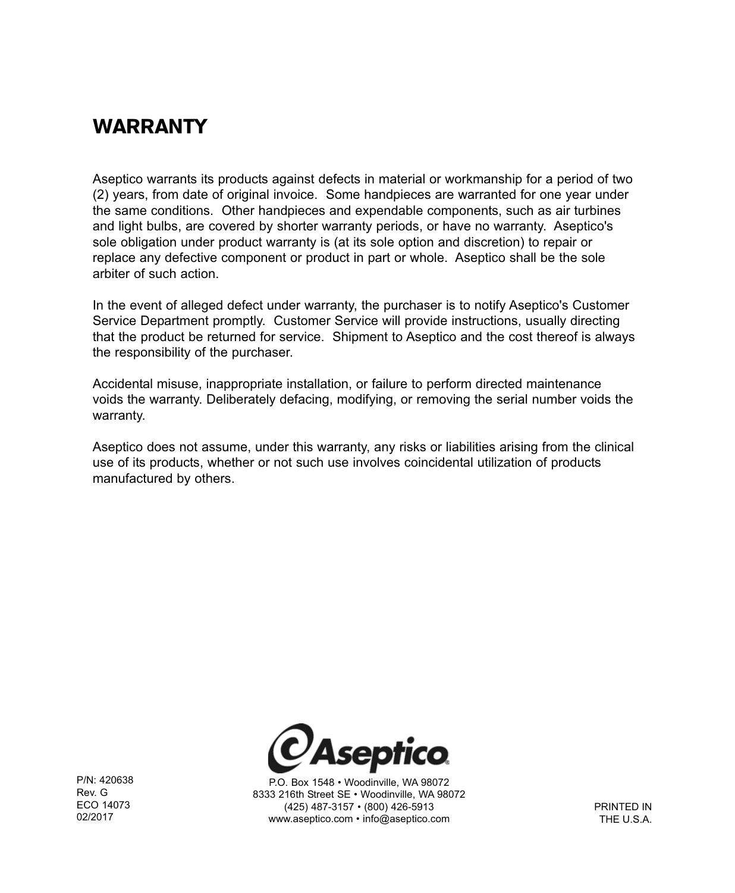# WARRANTY

Aseptico warrants its products against defects in material or workmanship for a period of two (2) years, from date of original invoice. Some handpieces are warranted for one year under the same conditions. Other handpieces and expendable components, such as air turbines and light bulbs, are covered by shorter warranty periods, or have no warranty. Aseptico's sole obligation under product warranty is (at its sole option and discretion) to repair or replace any defective component or product in part or whole. Aseptico shall be the sole arbiter of such action.

In the event of alleged defect under warranty, the purchaser is to notify Aseptico's Customer Service Department promptly. Customer Service will provide instructions, usually directing that the product be returned for service. Shipment to Aseptico and the cost thereof is always the responsibility of the purchaser.

Accidental misuse, inappropriate installation, or failure to perform directed maintenance voids the warranty. Deliberately defacing, modifying, or removing the serial number voids the warranty.

Aseptico does not assume, under this warranty, any risks or liabilities arising from the clinical use of its products, whether or not such use involves coincidental utilization of products manufactured by others.

Aseptico

P/N: 420638
Rev. G
ECO 14073
02/2017

P.O. Box 1548 • Woodinville, WA 98072
8333 216th Street SE • Woodinville, WA 98072
(425) 487-3157 • (800) 426-5913
www.aseptico.com • info@aseptico.com

PRINTED IN THE U.S.A.